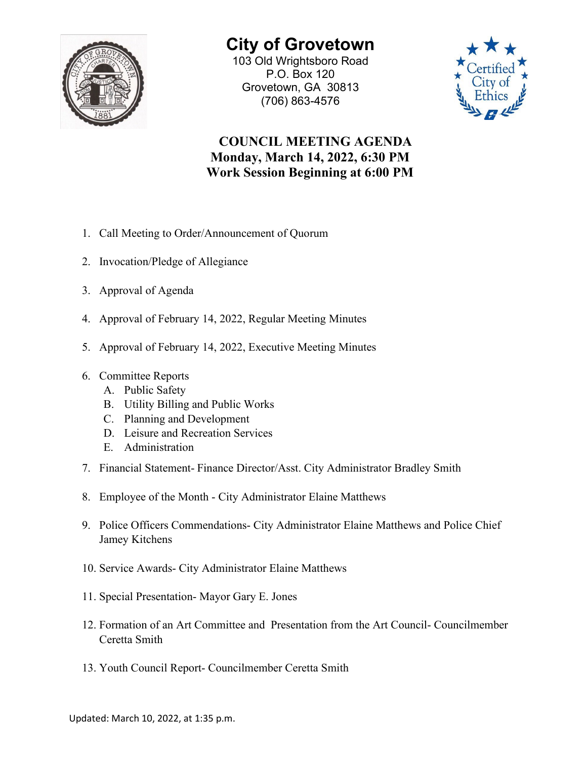# City of Grovetown

103 Old Wrightsboro Road
P.O. Box 120
Grovetown, GA 30813
(706) 863-4576

## COUNCIL MEETING AGENDA
## Monday, March 14, 2022, 6:30 PM
## Work Session Beginning at 6:00 PM

1. Call Meeting to Order/Announcement of Quorum
2. Invocation/Pledge of Allegiance
3. Approval of Agenda
4. Approval of February 14, 2022, Regular Meeting Minutes
5. Approval of February 14, 2022, Executive Meeting Minutes
6. Committee Reports
   - A. Public Safety
   - B. Utility Billing and Public Works
   - C. Planning and Development
   - D. Leisure and Recreation Services
   - E. Administration
7. Financial Statement- Finance Director/Asst. City Administrator Bradley Smith
8. Employee of the Month - City Administrator Elaine Matthews
9. Police Officers Commendations- City Administrator Elaine Matthews and Police Chief Jamey Kitchens
10. Service Awards- City Administrator Elaine Matthews
11. Special Presentation- Mayor Gary E. Jones
12. Formation of an Art Committee and Presentation from the Art Council- Councilmember Ceretta Smith
13. Youth Council Report- Councilmember Ceretta Smith

Updated: March 10, 2022, at 1:35 p.m.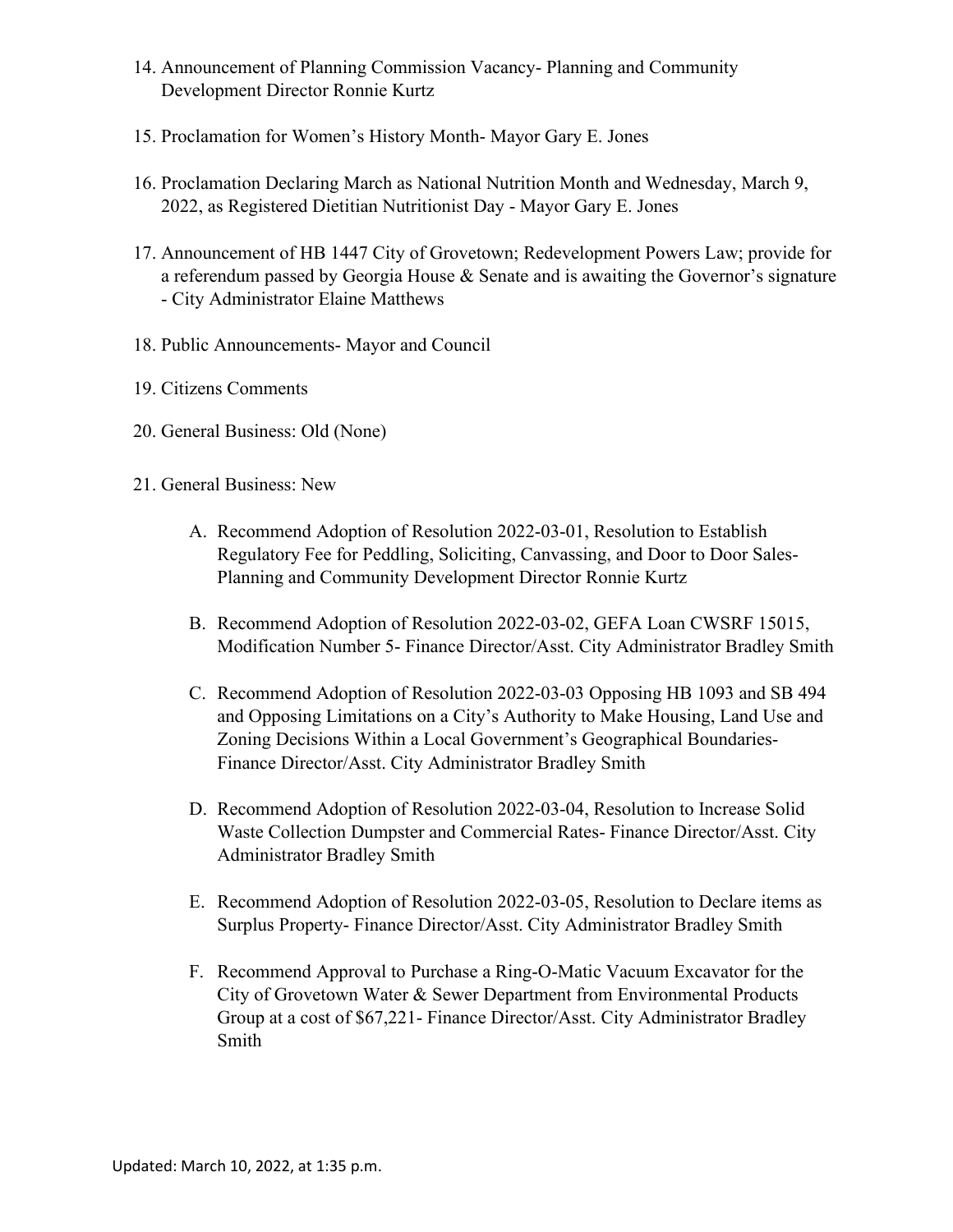14. Announcement of Planning Commission Vacancy- Planning and Community Development Director Ronnie Kurtz

15. Proclamation for Women's History Month- Mayor Gary E. Jones

16. Proclamation Declaring March as National Nutrition Month and Wednesday, March 9, 2022, as Registered Dietitian Nutritionist Day - Mayor Gary E. Jones

17. Announcement of HB 1447 City of Grovetown; Redevelopment Powers Law; provide for a referendum passed by Georgia House & Senate and is awaiting the Governor's signature - City Administrator Elaine Matthews

18. Public Announcements- Mayor and Council

19. Citizens Comments

20. General Business: Old (None)

21. General Business: New

    A. Recommend Adoption of Resolution 2022-03-01, Resolution to Establish Regulatory Fee for Peddling, Soliciting, Canvassing, and Door to Door Sales- Planning and Community Development Director Ronnie Kurtz

    B. Recommend Adoption of Resolution 2022-03-02, GEFA Loan CWSRF 15015, Modification Number 5- Finance Director/Asst. City Administrator Bradley Smith

    C. Recommend Adoption of Resolution 2022-03-03 Opposing HB 1093 and SB 494 and Opposing Limitations on a City's Authority to Make Housing, Land Use and Zoning Decisions Within a Local Government's Geographical Boundaries- Finance Director/Asst. City Administrator Bradley Smith

    D. Recommend Adoption of Resolution 2022-03-04, Resolution to Increase Solid Waste Collection Dumpster and Commercial Rates- Finance Director/Asst. City Administrator Bradley Smith

    E. Recommend Adoption of Resolution 2022-03-05, Resolution to Declare items as Surplus Property- Finance Director/Asst. City Administrator Bradley Smith

    F. Recommend Approval to Purchase a Ring-O-Matic Vacuum Excavator for the City of Grovetown Water & Sewer Department from Environmental Products Group at a cost of $67,221- Finance Director/Asst. City Administrator Bradley Smith

Updated: March 10, 2022, at 1:35 p.m.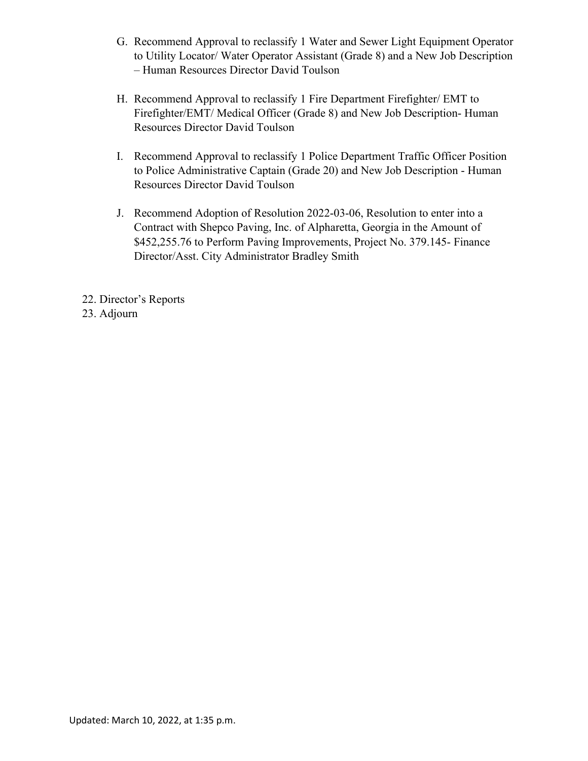G. Recommend Approval to reclassify 1 Water and Sewer Light Equipment Operator to Utility Locator/ Water Operator Assistant (Grade 8) and a New Job Description – Human Resources Director David Toulson

H. Recommend Approval to reclassify 1 Fire Department Firefighter/ EMT to Firefighter/EMT/ Medical Officer (Grade 8) and New Job Description- Human Resources Director David Toulson

I. Recommend Approval to reclassify 1 Police Department Traffic Officer Position to Police Administrative Captain (Grade 20) and New Job Description - Human Resources Director David Toulson

J. Recommend Adoption of Resolution 2022-03-06, Resolution to enter into a Contract with Shepco Paving, Inc. of Alpharetta, Georgia in the Amount of $452,255.76 to Perform Paving Improvements, Project No. 379.145- Finance Director/Asst. City Administrator Bradley Smith

22. Director's Reports
23. Adjourn

Updated: March 10, 2022, at 1:35 p.m.